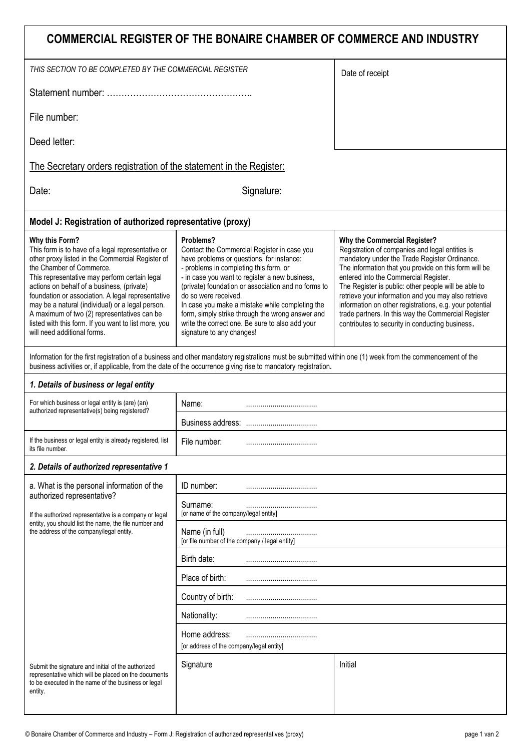# COMMERCIAL REGISTER OF THE BONAIRE CHAMBER OF COMMERCE AND INDUSTRY

| *THIS SECTION TO BE COMPLETED BY THE COMMERCIAL REGISTER* | Date of receipt |
| --- | --- |
| Statement number: ………………………………………….. | |
| File number: | |
| Deed letter: | |

The Secretary orders registration of the statement in the Register:

Date: Signature:

## Model J: Registration of authorized representative (proxy)

**Why this Form?**
This form is to have of a legal representative or other proxy listed in the Commercial Register of the Chamber of Commerce.
This representative may perform certain legal actions on behalf of a business, (private) foundation or association. A legal representative may be a natural (individual) or a legal person. A maximum of two (2) representatives can be listed with this form. If you want to list more, you will need additional forms.

**Problems?**
Contact the Commercial Register in case you have problems or questions, for instance:
- problems in completing this form, or
- in case you want to register a new business, (private) foundation or association and no forms to do so were received.
In case you make a mistake while completing the form, simply strike through the wrong answer and write the correct one. Be sure to also add your signature to any changes!

**Why the Commercial Register?**
Registration of companies and legal entities is mandatory under the Trade Register Ordinance. The information that you provide on this form will be entered into the Commercial Register.
The Register is public: other people will be able to retrieve your information and you may also retrieve information on other registrations, e.g. your potential trade partners. In this way the Commercial Register contributes to security in conducting business.

Information for the first registration of a business and other mandatory registrations must be submitted within one (1) week from the commencement of the business activities or, if applicable, from the date of the occurrence giving rise to mandatory registration**.**

### *1. Details of business or legal entity*

| | |
| --- | --- |
| For which business or legal entity is (are) (an) authorized representative(s) being registered? | Name: ................................... |
| | Business address: ................................... |
| If the business or legal entity is already registered, list its file number. | File number: ................................... |

### *2. Details of authorized representative 1*

| | | |
| --- | --- | --- |
| a. What is the personal information of the authorized representative? If the authorized representative is a company or legal entity, you should list the name, the file number and the address of the company/legal entity. | ID number: ................................... | |
| | Surname: ................................... [or name of the company/legal entity] | |
| | Name (in full) ................................... [or file number of the company / legal entity] | |
| | Birth date: ................................... | |
| | Place of birth: ................................... | |
| | Country of birth: ................................... | |
| | Nationality: ................................... | |
| | Home address: ................................... [or address of the company/legal entity] | |
| Submit the signature and initial of the authorized representative which will be placed on the documents to be executed in the name of the business or legal entity. | Signature | Initial |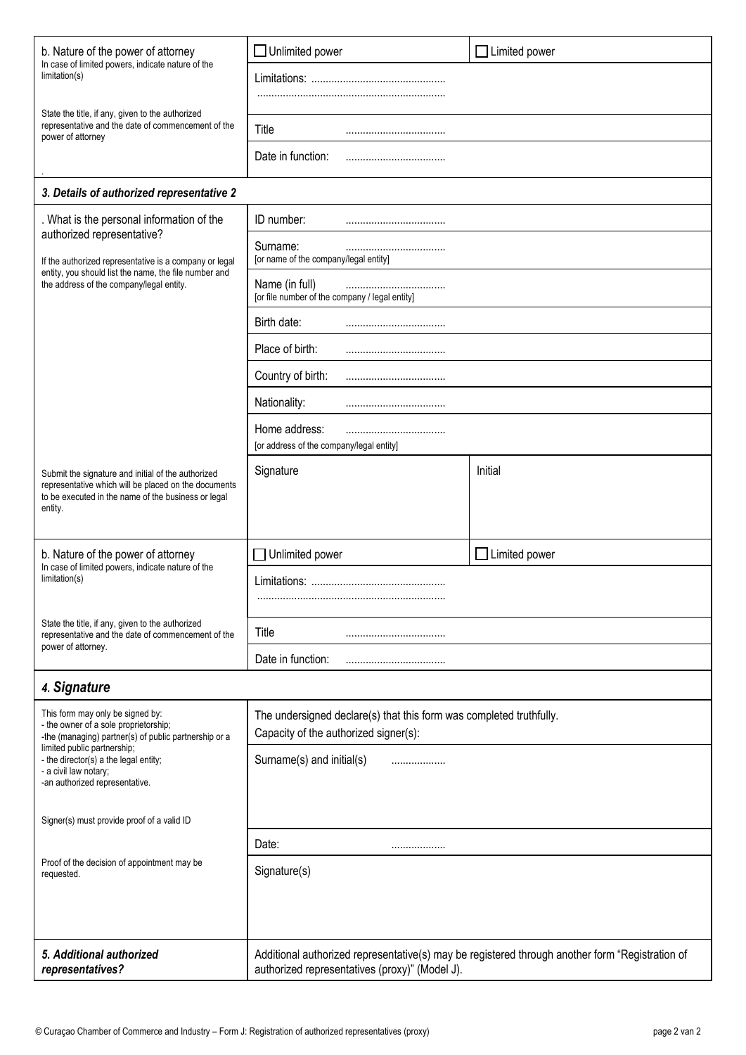| | | |
|---|---|---|
| b. Nature of the power of attorney<br>In case of limited powers, indicate nature of the limitation(s) | ☐ Unlimited power | ☐ Limited power |
| | Limitations: ..............................................<br>................................................................ | |
| State the title, if any, given to the authorized representative and the date of commencement of the power of attorney | Title ................................... | |
| | Date in function: ................................... | |

### *3. Details of authorized representative 2*

| | | |
|---|---|---|
| . What is the personal information of the authorized representative?<br><br>If the authorized representative is a company or legal entity, you should list the name, the file number and the address of the company/legal entity. | ID number: ................................... | |
| | Surname: ...................................<br>[or name of the company/legal entity] | |
| | Name (in full) ...................................<br>[or file number of the company / legal entity] | |
| | Birth date: ................................... | |
| | Place of birth: ................................... | |
| | Country of birth: ................................... | |
| | Nationality: ................................... | |
| | Home address: ...................................<br>[or address of the company/legal entity] | |
| Submit the signature and initial of the authorized representative which will be placed on the documents to be executed in the name of the business or legal entity. | Signature | Initial |
| b. Nature of the power of attorney<br>In case of limited powers, indicate nature of the limitation(s) | ☐ Unlimited power | ☐ Limited power |
| | Limitations: ..............................................<br>................................................................ | |
| State the title, if any, given to the authorized representative and the date of commencement of the power of attorney. | Title ................................... | |
| | Date in function: ................................... | |

## *4. Signature*

| | |
|---|---|
| This form may only be signed by:<br>- the owner of a sole proprietorship;<br>-the (managing) partner(s) of public partnership or a limited public partnership;<br>- the director(s) a the legal entity;<br>- a civil law notary;<br>-an authorized representative.<br><br>Signer(s) must provide proof of a valid ID | The undersigned declare(s) that this form was completed truthfully.<br>Capacity of the authorized signer(s): |
| | Surname(s) and initial(s) ................... |
| Proof of the decision of appointment may be requested. | Date: ................... |
| | Signature(s) |
| ***5. Additional authorized representatives?*** | Additional authorized representative(s) may be registered through another form "Registration of authorized representatives (proxy)" (Model J). |

© Curaçao Chamber of Commerce and Industry – Form J: Registration of authorized representatives (proxy)